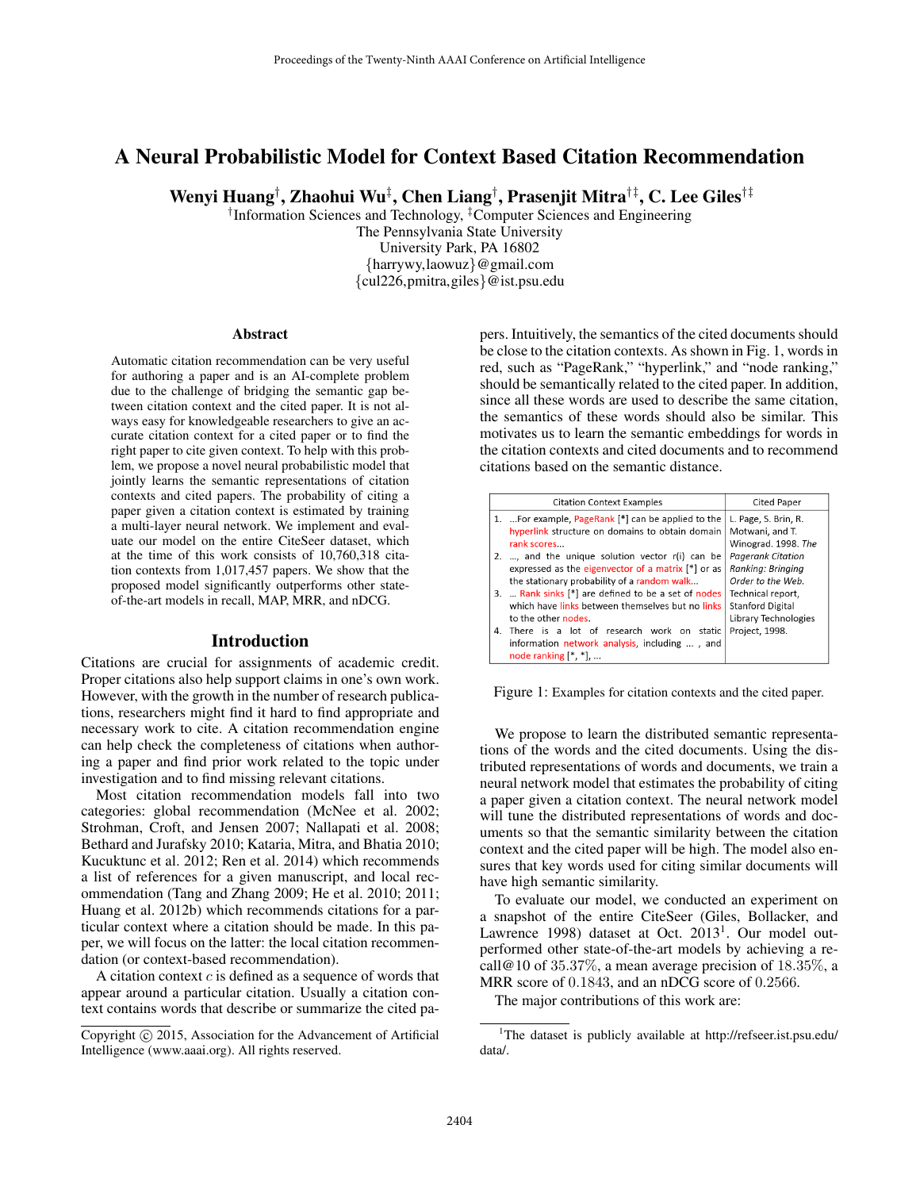# A Neural Probabilistic Model for Context Based Citation Recommendation

**Wenyi Huang[†], Zhaohui Wu[‡], Chen Liang[†], Prasenjit Mitra[†‡], C. Lee Giles[†‡]**

[†]Information Sciences and Technology, [‡]Computer Sciences and Engineering
The Pennsylvania State University
University Park, PA 16802
{harrywy,laowuz}@gmail.com
{cul226,pmitra,giles}@ist.psu.edu

## Abstract

Automatic citation recommendation can be very useful for authoring a paper and is an AI-complete problem due to the challenge of bridging the semantic gap between citation context and the cited paper. It is not always easy for knowledgeable researchers to give an accurate citation context for a cited paper or to find the right paper to cite given context. To help with this problem, we propose a novel neural probabilistic model that jointly learns the semantic representations of citation contexts and cited papers. The probability of citing a paper given a citation context is estimated by training a multi-layer neural network. We implement and evaluate our model on the entire CiteSeer dataset, which at the time of this work consists of 10,760,318 citation contexts from 1,017,457 papers. We show that the proposed model significantly outperforms other state-of-the-art models in recall, MAP, MRR, and nDCG.

## Introduction

Citations are crucial for assignments of academic credit. Proper citations also help support claims in one's own work. However, with the growth in the number of research publications, researchers might find it hard to find appropriate and necessary work to cite. A citation recommendation engine can help check the completeness of citations when authoring a paper and find prior work related to the topic under investigation and to find missing relevant citations.

Most citation recommendation models fall into two categories: global recommendation (McNee et al. 2002; Strohman, Croft, and Jensen 2007; Nallapati et al. 2008; Bethard and Jurafsky 2010; Kataria, Mitra, and Bhatia 2010; Kucuktunc et al. 2012; Ren et al. 2014) which recommends a list of references for a given manuscript, and local recommendation (Tang and Zhang 2009; He et al. 2010; 2011; Huang et al. 2012b) which recommends citations for a particular context where a citation should be made. In this paper, we will focus on the latter: the local citation recommendation (or context-based recommendation).

A citation context $c$ is defined as a sequence of words that appear around a particular citation. Usually a citation context contains words that describe or summarize the cited papers. Intuitively, the semantics of the cited documents should be close to the citation contexts. As shown in Fig. 1, words in red, such as "PageRank," "hyperlink," and "node ranking," should be semantically related to the cited paper. In addition, since all these words are used to describe the same citation, the semantics of these words should also be similar. This motivates us to learn the semantic embeddings for words in the citation contexts and cited documents and to recommend citations based on the semantic distance.

| Citation Context Examples | Cited Paper |
|---|---|
| 1. ...For example, PageRank [*] can be applied to the hyperlink structure on domains to obtain domain rank scores...<br>2. ..., and the unique solution vector r(i) can be expressed as the eigenvector of a matrix [*] or as the stationary probability of a random walk...<br>3. ... Rank sinks [*] are defined to be a set of nodes which have links between themselves but no links to the other nodes.<br>4. There is a lot of research work on static information network analysis, including ... , and node ranking [*, *], ... | L. Page, S. Brin, R. Motwani, and T. Winograd. 1998. *The Pagerank Citation Ranking: Bringing Order to the Web.* Technical report, Stanford Digital Library Technologies Project, 1998. |

Figure 1: Examples for citation contexts and the cited paper.

We propose to learn the distributed semantic representations of the words and the cited documents. Using the distributed representations of words and documents, we train a neural network model that estimates the probability of citing a paper given a citation context. The neural network model will tune the distributed representations of words and documents so that the semantic similarity between the citation context and the cited paper will be high. The model also ensures that key words used for citing similar documents will have high semantic similarity.

To evaluate our model, we conducted an experiment on a snapshot of the entire CiteSeer (Giles, Bollacker, and Lawrence 1998) dataset at Oct. 2013[1]. Our model outperformed other state-of-the-art models by achieving a recall@10 of 35.37%, a mean average precision of 18.35%, a MRR score of 0.1843, and an nDCG score of 0.2566.

The major contributions of this work are:

[1]The dataset is publicly available at http://refseer.ist.psu.edu/data/.

Copyright © 2015, Association for the Advancement of Artificial Intelligence (www.aaai.org). All rights reserved.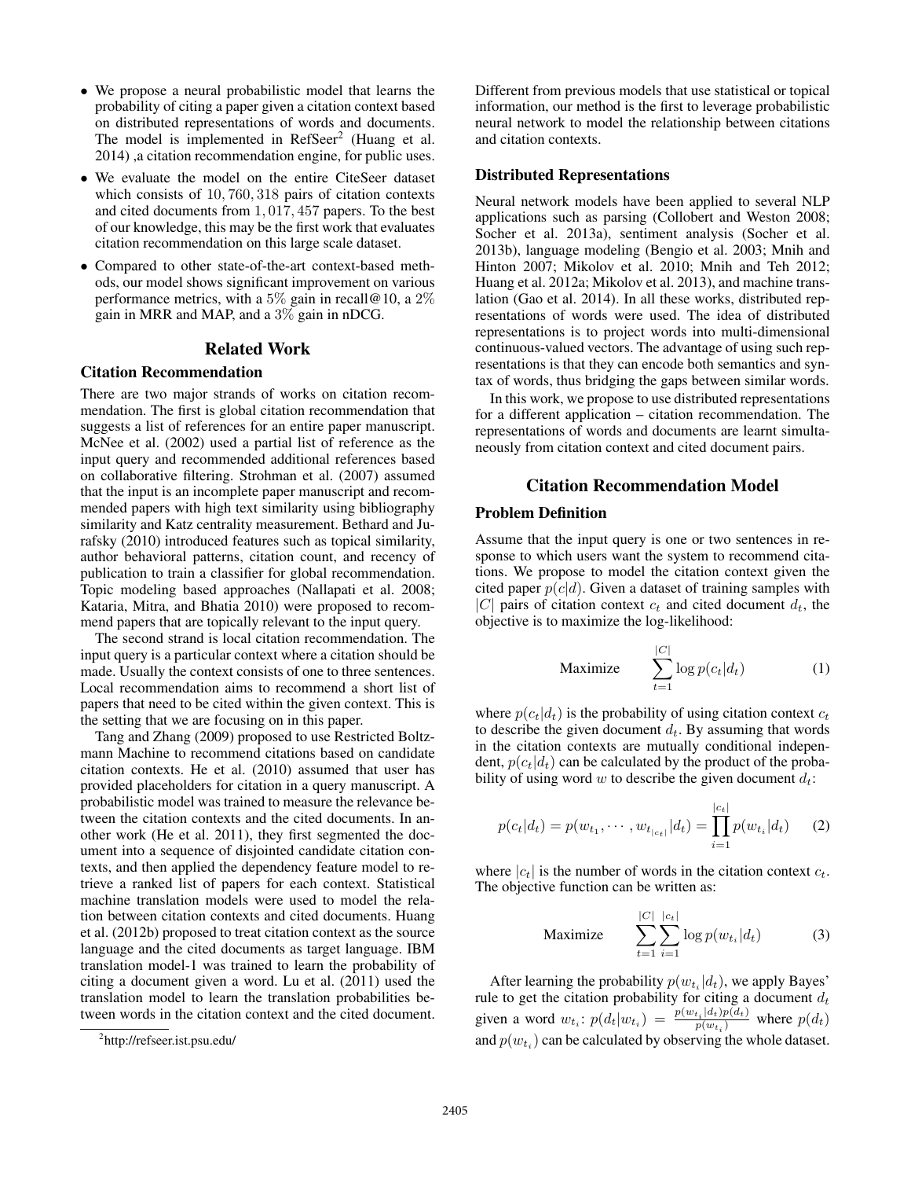- We propose a neural probabilistic model that learns the probability of citing a paper given a citation context based on distributed representations of words and documents. The model is implemented in RefSeer[2] (Huang et al. 2014) ,a citation recommendation engine, for public uses.
- We evaluate the model on the entire CiteSeer dataset which consists of $10,760,318$ pairs of citation contexts and cited documents from $1,017,457$ papers. To the best of our knowledge, this may be the first work that evaluates citation recommendation on this large scale dataset.
- Compared to other state-of-the-art context-based methods, our model shows significant improvement on various performance metrics, with a $5\%$ gain in recall@10, a $2\%$ gain in MRR and MAP, and a $3\%$ gain in nDCG.

## Related Work

### Citation Recommendation

There are two major strands of works on citation recommendation. The first is global citation recommendation that suggests a list of references for an entire paper manuscript. McNee et al. (2002) used a partial list of reference as the input query and recommended additional references based on collaborative filtering. Strohman et al. (2007) assumed that the input is an incomplete paper manuscript and recommended papers with high text similarity using bibliography similarity and Katz centrality measurement. Bethard and Jurafsky (2010) introduced features such as topical similarity, author behavioral patterns, citation count, and recency of publication to train a classifier for global recommendation. Topic modeling based approaches (Nallapati et al. 2008; Kataria, Mitra, and Bhatia 2010) were proposed to recommend papers that are topically relevant to the input query.

The second strand is local citation recommendation. The input query is a particular context where a citation should be made. Usually the context consists of one to three sentences. Local recommendation aims to recommend a short list of papers that need to be cited within the given context. This is the setting that we are focusing on in this paper.

Tang and Zhang (2009) proposed to use Restricted Boltzmann Machine to recommend citations based on candidate citation contexts. He et al. (2010) assumed that user has provided placeholders for citation in a query manuscript. A probabilistic model was trained to measure the relevance between the citation contexts and the cited documents. In another work (He et al. 2011), they first segmented the document into a sequence of disjointed candidate citation contexts, and then applied the dependency feature model to retrieve a ranked list of papers for each context. Statistical machine translation models were used to model the relation between citation contexts and cited documents. Huang et al. (2012b) proposed to treat citation context as the source language and the cited documents as target language. IBM translation model-1 was trained to learn the probability of citing a document given a word. Lu et al. (2011) used the translation model to learn the translation probabilities between words in the citation context and the cited document.

[2] http://refseer.ist.psu.edu/

Different from previous models that use statistical or topical information, our method is the first to leverage probabilistic neural network to model the relationship between citations and citation contexts.

### Distributed Representations

Neural network models have been applied to several NLP applications such as parsing (Collobert and Weston 2008; Socher et al. 2013a), sentiment analysis (Socher et al. 2013b), language modeling (Bengio et al. 2003; Mnih and Hinton 2007; Mikolov et al. 2010; Mnih and Teh 2012; Huang et al. 2012a; Mikolov et al. 2013), and machine translation (Gao et al. 2014). In all these works, distributed representations of words were used. The idea of distributed representations is to project words into multi-dimensional continuous-valued vectors. The advantage of using such representations is that they can encode both semantics and syntax of words, thus bridging the gaps between similar words.

In this work, we propose to use distributed representations for a different application – citation recommendation. The representations of words and documents are learnt simultaneously from citation context and cited document pairs.

## Citation Recommendation Model

### Problem Definition

Assume that the input query is one or two sentences in response to which users want the system to recommend citations. We propose to model the citation context given the cited paper $p(c|d)$. Given a dataset of training samples with $|C|$ pairs of citation context $c_t$ and cited document $d_t$, the objective is to maximize the log-likelihood:

$$\text{Maximize} \qquad \sum_{t=1}^{|C|} \log p(c_t|d_t) \tag{1}$$

where $p(c_t|d_t)$ is the probability of using citation context $c_t$ to describe the given document $d_t$. By assuming that words in the citation contexts are mutually conditional independent, $p(c_t|d_t)$ can be calculated by the product of the probability of using word $w$ to describe the given document $d_t$:

$$p(c_t|d_t) = p(w_{t_1}, \cdots, w_{t_{|c_t|}}|d_t) = \prod_{i=1}^{|c_t|} p(w_{t_i}|d_t) \tag{2}$$

where $|c_t|$ is the number of words in the citation context $c_t$. The objective function can be written as:

$$\text{Maximize} \qquad \sum_{t=1}^{|C|} \sum_{i=1}^{|c_t|} \log p(w_{t_i}|d_t) \tag{3}$$

After learning the probability $p(w_{t_i}|d_t)$, we apply Bayes' rule to get the citation probability for citing a document $d_t$ given a word $w_{t_i}$: $p(d_t|w_{t_i}) = \frac{p(w_{t_i}|d_t)p(d_t)}{p(w_{t_i})}$ where $p(d_t)$ and $p(w_{t_i})$ can be calculated by observing the whole dataset.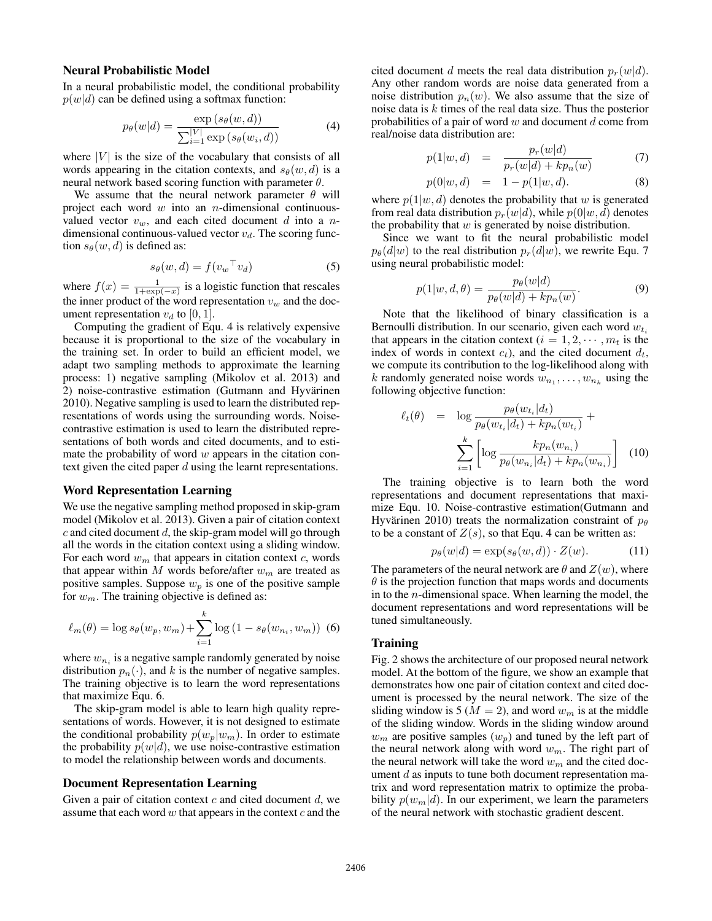### Neural Probabilistic Model

In a neural probabilistic model, the conditional probability $p(w|d)$ can be defined using a softmax function:

$$p_\theta(w|d) = \frac{\exp(s_\theta(w,d))}{\sum_{i=1}^{|V|} \exp(s_\theta(w_i,d))} \quad (4)$$

where $|V|$ is the size of the vocabulary that consists of all words appearing in the citation contexts, and $s_\theta(w,d)$ is a neural network based scoring function with parameter $\theta$.

We assume that the neural network parameter $\theta$ will project each word $w$ into an $n$-dimensional continuous-valued vector $v_w$, and each cited document $d$ into a $n$-dimensional continuous-valued vector $v_d$. The scoring function $s_\theta(w,d)$ is defined as:

$$s_\theta(w,d) = f({v_w}^\top v_d) \quad (5)$$

where $f(x) = \frac{1}{1+\exp(-x)}$ is a logistic function that rescales the inner product of the word representation $v_w$ and the document representation $v_d$ to $[0,1]$.

Computing the gradient of Equ. 4 is relatively expensive because it is proportional to the size of the vocabulary in the training set. In order to build an efficient model, we adapt two sampling methods to approximate the learning process: 1) negative sampling (Mikolov et al. 2013) and 2) noise-contrastive estimation (Gutmann and Hyvärinen 2010). Negative sampling is used to learn the distributed representations of words using the surrounding words. Noise-contrastive estimation is used to learn the distributed representations of both words and cited documents, and to estimate the probability of word $w$ appears in the citation context given the cited paper $d$ using the learnt representations.

### Word Representation Learning

We use the negative sampling method proposed in skip-gram model (Mikolov et al. 2013). Given a pair of citation context $c$ and cited document $d$, the skip-gram model will go through all the words in the citation context using a sliding window. For each word $w_m$ that appears in citation context $c$, words that appear within $M$ words before/after $w_m$ are treated as positive samples. Suppose $w_p$ is one of the positive sample for $w_m$. The training objective is defined as:

$$\ell_m(\theta) = \log s_\theta(w_p, w_m) + \sum_{i=1}^{k} \log(1 - s_\theta(w_{n_i}, w_m)) \quad (6)$$

where $w_{n_i}$ is a negative sample randomly generated by noise distribution $p_n(\cdot)$, and $k$ is the number of negative samples. The training objective is to learn the word representations that maximize Equ. 6.

The skip-gram model is able to learn high quality representations of words. However, it is not designed to estimate the conditional probability $p(w_p|w_m)$. In order to estimate the probability $p(w|d)$, we use noise-contrastive estimation to model the relationship between words and documents.

### Document Representation Learning

Given a pair of citation context $c$ and cited document $d$, we assume that each word $w$ that appears in the context $c$ and the cited document $d$ meets the real data distribution $p_r(w|d)$. Any other random words are noise data generated from a noise distribution $p_n(w)$. We also assume that the size of noise data is $k$ times of the real data size. Thus the posterior probabilities of a pair of word $w$ and document $d$ come from real/noise data distribution are:

$$p(1|w,d) = \frac{p_r(w|d)}{p_r(w|d) + kp_n(w)} \quad (7)$$

$$p(0|w,d) = 1 - p(1|w,d). \quad (8)$$

where $p(1|w,d)$ denotes the probability that $w$ is generated from real data distribution $p_r(w|d)$, while $p(0|w,d)$ denotes the probability that $w$ is generated by noise distribution.

Since we want to fit the neural probabilistic model $p_\theta(d|w)$ to the real distribution $p_r(d|w)$, we rewrite Equ. 7 using neural probabilistic model:

$$p(1|w,d,\theta) = \frac{p_\theta(w|d)}{p_\theta(w|d) + kp_n(w)}. \quad (9)$$

Note that the likelihood of binary classification is a Bernoulli distribution. In our scenario, given each word $w_{t_i}$ that appears in the citation context ($i = 1, 2, \cdots, m_t$ is the index of words in context $c_t$), and the cited document $d_t$, we compute its contribution to the log-likelihood along with $k$ randomly generated noise words $w_{n_1}, \ldots, w_{n_k}$ using the following objective function:

$$\ell_t(\theta) = \log \frac{p_\theta(w_{t_i}|d_t)}{p_\theta(w_{t_i}|d_t) + kp_n(w_{t_i})} + \sum_{i=1}^{k} \left[ \log \frac{kp_n(w_{n_i})}{p_\theta(w_{n_i}|d_t) + kp_n(w_{n_i})} \right] \quad (10)$$

The training objective is to learn both the word representations and document representations that maximize Equ. 10. Noise-contrastive estimation(Gutmann and Hyvärinen 2010) treats the normalization constraint of $p_\theta$ to be a constant of $Z(s)$, so that Equ. 4 can be written as:

$$p_\theta(w|d) = \exp(s_\theta(w,d)) \cdot Z(w). \quad (11)$$

The parameters of the neural network are $\theta$ and $Z(w)$, where $\theta$ is the projection function that maps words and documents in to the $n$-dimensional space. When learning the model, the document representations and word representations will be tuned simultaneously.

### Training

Fig. 2 shows the architecture of our proposed neural network model. At the bottom of the figure, we show an example that demonstrates how one pair of citation context and cited document is processed by the neural network. The size of the sliding window is 5 ($M = 2$), and word $w_m$ is at the middle of the sliding window. Words in the sliding window around $w_m$ are positive samples ($w_p$) and tuned by the left part of the neural network along with word $w_m$. The right part of the neural network will take the word $w_m$ and the cited document $d$ as inputs to tune both document representation matrix and word representation matrix to optimize the probability $p(w_m|d)$. In our experiment, we learn the parameters of the neural network with stochastic gradient descent.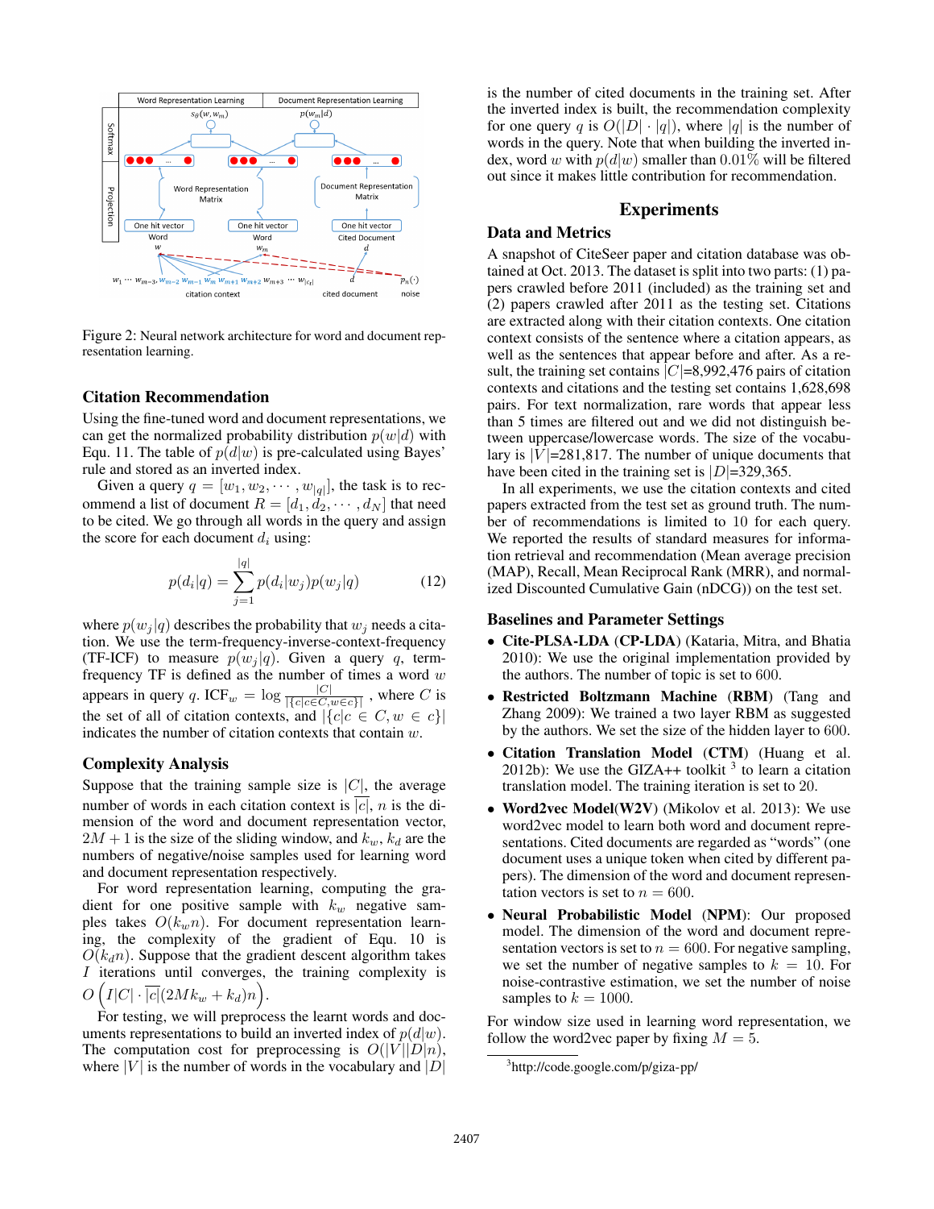Figure 2: Neural network architecture for word and document representation learning.

### Citation Recommendation

Using the fine-tuned word and document representations, we can get the normalized probability distribution $p(w|d)$ with Equ. 11. The table of $p(d|w)$ is pre-calculated using Bayes' rule and stored as an inverted index.

Given a query $q = [w_1, w_2, \cdots, w_{|q|}]$, the task is to recommend a list of document $R = [d_1, d_2, \cdots, d_N]$ that need to be cited. We go through all words in the query and assign the score for each document $d_i$ using:

$$p(d_i|q) = \sum_{j=1}^{|q|} p(d_i|w_j)p(w_j|q) \tag{12}$$

where $p(w_j|q)$ describes the probability that $w_j$ needs a citation. We use the term-frequency-inverse-context-frequency (TF-ICF) to measure $p(w_j|q)$. Given a query $q$, term-frequency TF is defined as the number of times a word $w$ appears in query $q$. $\text{ICF}_w = \log \frac{|C|}{|\{c|c \in C, w \in c\}|}$, where $C$ is the set of all of citation contexts, and $|\{c|c \in C, w \in c\}|$ indicates the number of citation contexts that contain $w$.

### Complexity Analysis

Suppose that the training sample size is $|C|$, the average number of words in each citation context is $\overline{|c|}$, $n$ is the dimension of the word and document representation vector, $2M + 1$ is the size of the sliding window, and $k_w$, $k_d$ are the numbers of negative/noise samples used for learning word and document representation respectively.

For word representation learning, computing the gradient for one positive sample with $k_w$ negative samples takes $O(k_w n)$. For document representation learning, the complexity of the gradient of Equ. 10 is $O(k_d n)$. Suppose that the gradient descent algorithm takes $I$ iterations until converges, the training complexity is $O\left(I|C| \cdot \overline{|c|}(2Mk_w + k_d)n\right)$.

For testing, we will preprocess the learnt words and documents representations to build an inverted index of $p(d|w)$. The computation cost for preprocessing is $O(|V||D|n)$, where $|V|$ is the number of words in the vocabulary and $|D|$ is the number of cited documents in the training set. After the inverted index is built, the recommendation complexity for one query $q$ is $O(|D| \cdot |q|)$, where $|q|$ is the number of words in the query. Note that when building the inverted index, word $w$ with $p(d|w)$ smaller than $0.01\%$ will be filtered out since it makes little contribution for recommendation.

## Experiments

### Data and Metrics

A snapshot of CiteSeer paper and citation database was obtained at Oct. 2013. The dataset is split into two parts: (1) papers crawled before 2011 (included) as the training set and (2) papers crawled after 2011 as the testing set. Citations are extracted along with their citation contexts. One citation context consists of the sentence where a citation appears, as well as the sentences that appear before and after. As a result, the training set contains $|C|$=8,992,476 pairs of citation contexts and citations and the testing set contains 1,628,698 pairs. For text normalization, rare words that appear less than 5 times are filtered out and we did not distinguish between uppercase/lowercase words. The size of the vocabulary is $|V|$=281,817. The number of unique documents that have been cited in the training set is $|D|$=329,365.

In all experiments, we use the citation contexts and cited papers extracted from the test set as ground truth. The number of recommendations is limited to 10 for each query. We reported the results of standard measures for information retrieval and recommendation (Mean average precision (MAP), Recall, Mean Reciprocal Rank (MRR), and normalized Discounted Cumulative Gain (nDCG)) on the test set.

### Baselines and Parameter Settings

- **Cite-PLSA-LDA (CP-LDA)** (Kataria, Mitra, and Bhatia 2010): We use the original implementation provided by the authors. The number of topic is set to 600.
- **Restricted Boltzmann Machine (RBM)** (Tang and Zhang 2009): We trained a two layer RBM as suggested by the authors. We set the size of the hidden layer to 600.
- **Citation Translation Model (CTM)** (Huang et al. 2012b): We use the GIZA++ toolkit [3] to learn a citation translation model. The training iteration is set to 20.
- **Word2vec Model(W2V)** (Mikolov et al. 2013): We use word2vec model to learn both word and document representations. Cited documents are regarded as "words" (one document uses a unique token when cited by different papers). The dimension of the word and document representation vectors is set to $n = 600$.
- **Neural Probabilistic Model (NPM)**: Our proposed model. The dimension of the word and document representation vectors is set to $n = 600$. For negative sampling, we set the number of negative samples to $k = 10$. For noise-contrastive estimation, we set the number of noise samples to $k = 1000$.

For window size used in learning word representation, we follow the word2vec paper by fixing $M = 5$.

[3] http://code.google.com/p/giza-pp/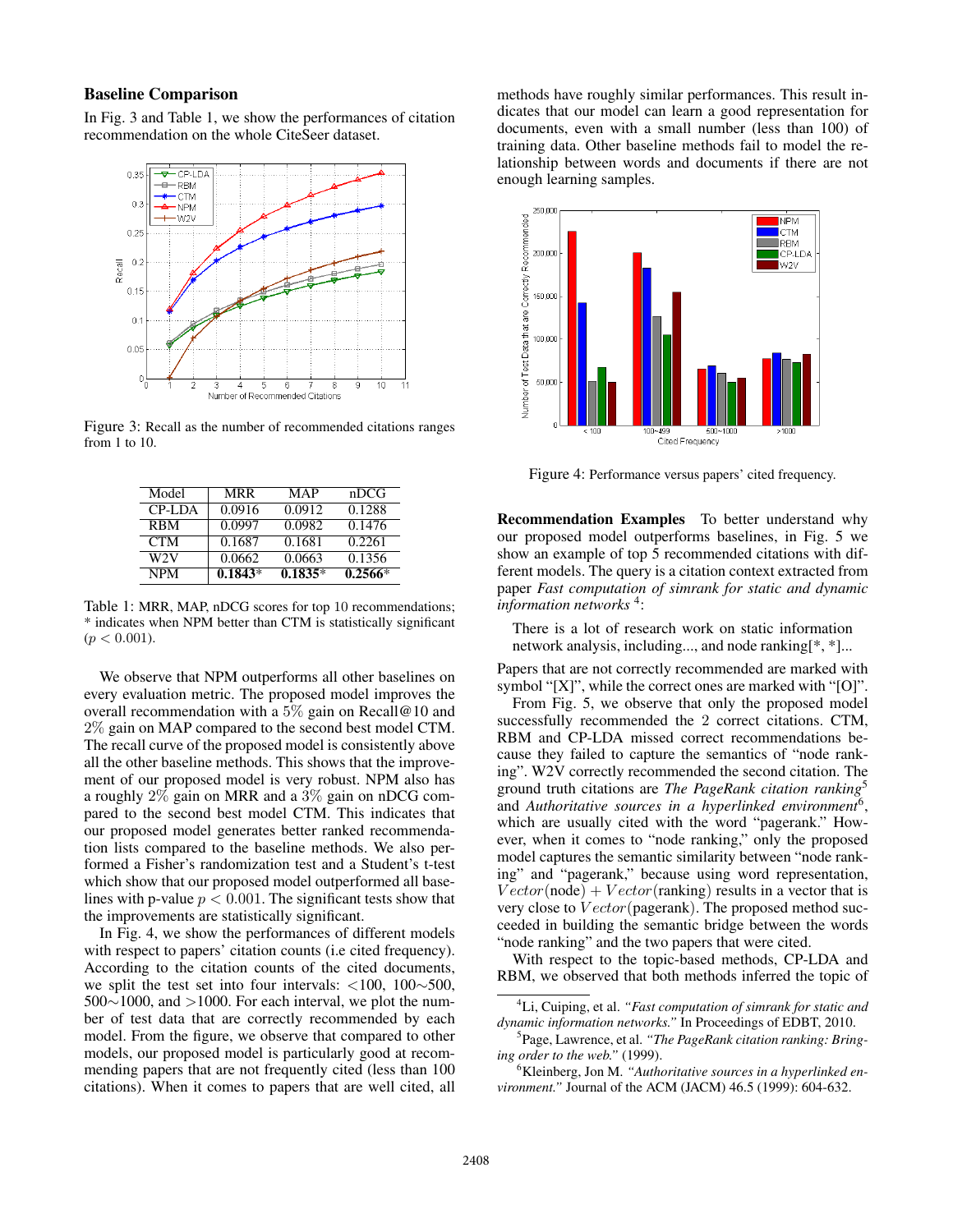### Baseline Comparison

In Fig. 3 and Table 1, we show the performances of citation recommendation on the whole CiteSeer dataset.

Figure 3: Recall as the number of recommended citations ranges from 1 to 10.

| Model | MRR | MAP | nDCG |
|---|---|---|---|
| CP-LDA | 0.0916 | 0.0912 | 0.1288 |
| RBM | 0.0997 | 0.0982 | 0.1476 |
| CTM | 0.1687 | 0.1681 | 0.2261 |
| W2V | 0.0662 | 0.0663 | 0.1356 |
| NPM | **0.1843**\* | **0.1835**\* | **0.2566**\* |

Table 1: MRR, MAP, nDCG scores for top 10 recommendations; \* indicates when NPM better than CTM is statistically significant ($p < 0.001$).

We observe that NPM outperforms all other baselines on every evaluation metric. The proposed model improves the overall recommendation with a $5\%$ gain on Recall@10 and $2\%$ gain on MAP compared to the second best model CTM. The recall curve of the proposed model is consistently above all the other baseline methods. This shows that the improvement of our proposed model is very robust. NPM also has a roughly $2\%$ gain on MRR and a $3\%$ gain on nDCG compared to the second best model CTM. This indicates that our proposed model generates better ranked recommendation lists compared to the baseline methods. We also performed a Fisher's randomization test and a Student's t-test which show that our proposed model outperformed all baselines with p-value $p < 0.001$. The significant tests show that the improvements are statistically significant.

In Fig. 4, we show the performances of different models with respect to papers' citation counts (i.e cited frequency). According to the citation counts of the cited documents, we split the test set into four intervals: <100, 100∼500, 500∼1000, and >1000. For each interval, we plot the number of test data that are correctly recommended by each model. From the figure, we observe that compared to other models, our proposed model is particularly good at recommending papers that are not frequently cited (less than 100 citations). When it comes to papers that are well cited, all methods have roughly similar performances. This result indicates that our model can learn a good representation for documents, even with a small number (less than 100) of training data. Other baseline methods fail to model the relationship between words and documents if there are not enough learning samples.

Figure 4: Performance versus papers' cited frequency.

**Recommendation Examples** To better understand why our proposed model outperforms baselines, in Fig. 5 we show an example of top 5 recommended citations with different models. The query is a citation context extracted from paper *Fast computation of simrank for static and dynamic information networks* [4]:

> There is a lot of research work on static information network analysis, including..., and node ranking[*, *]...

Papers that are not correctly recommended are marked with symbol "[X]", while the correct ones are marked with "[O]".

From Fig. 5, we observe that only the proposed model successfully recommended the 2 correct citations. CTM, RBM and CP-LDA missed correct recommendations because they failed to capture the semantics of "node ranking". W2V correctly recommended the second citation. The ground truth citations are *The PageRank citation ranking*[5] and *Authoritative sources in a hyperlinked environment*[6], which are usually cited with the word "pagerank." However, when it comes to "node ranking," only the proposed model captures the semantic similarity between "node ranking" and "pagerank," because using word representation, $Vector(\text{node}) + Vector(\text{ranking})$ results in a vector that is very close to $Vector(\text{pagerank})$. The proposed method succeeded in building the semantic bridge between the words "node ranking" and the two papers that were cited.

With respect to the topic-based methods, CP-LDA and RBM, we observed that both methods inferred the topic of

[4] Li, Cuiping, et al. *"Fast computation of simrank for static and dynamic information networks."* In Proceedings of EDBT, 2010.

[5] Page, Lawrence, et al. *"The PageRank citation ranking: Bringing order to the web."* (1999).

[6] Kleinberg, Jon M. *"Authoritative sources in a hyperlinked environment."* Journal of the ACM (JACM) 46.5 (1999): 604-632.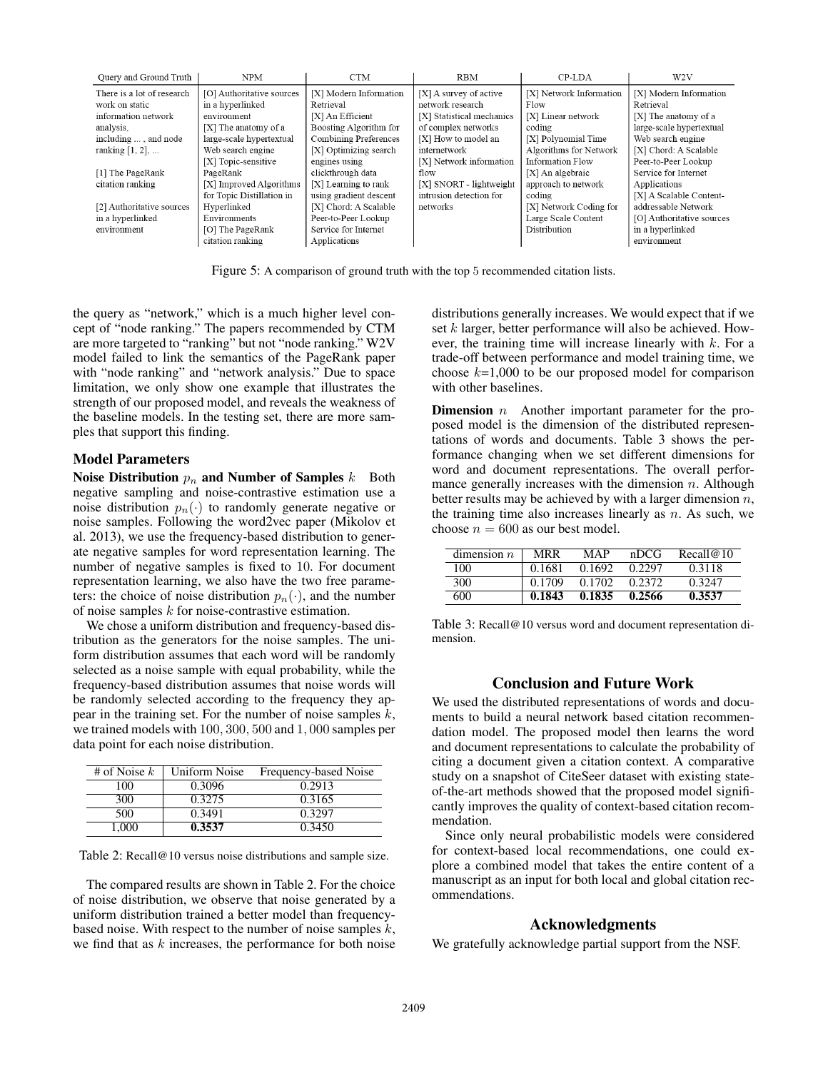| Query and Ground Truth | NPM | CTM | RBM | CP-LDA | W2V |
| --- | --- | --- | --- | --- | --- |
| There is a lot of research work on static information network analysis, including ... , and node ranking [1, 2], ...<br><br>[1] The PageRank citation ranking<br><br>[2] Authoritative sources in a hyperlinked environment | [O] Authoritative sources in a hyperlinked environment<br>[X] The anatomy of a large-scale hypertextual Web search engine<br>[X] Topic-sensitive PageRank<br>[X] Improved Algorithms for Topic Distillation in Hyperlinked Environments<br>[O] The PageRank citation ranking | [X] Modern Information Retrieval<br>[X] An Efficient Boosting Algorithm for Combining Preferences<br>[X] Optimizing search engines using clickthrough data<br>[X] Learning to rank using gradient descent<br>[X] Chord: A Scalable Peer-to-Peer Lookup Service for Internet Applications | [X] A survey of active network research<br>[X] Statistical mechanics of complex networks<br>[X] How to model an internetwork<br>[X] Network information flow<br>[X] SNORT - lightweight intrusion detection for networks | [X] Network Information Flow<br>[X] Linear network coding<br>[X] Polynomial Time Algorithms for Network Information Flow<br>[X] An algebraic approach to network coding<br>[X] Network Coding for Large Scale Content Distribution | [X] Modern Information Retrieval<br>[X] The anatomy of a large-scale hypertextual Web search engine<br>[X] Chord: A Scalable Peer-to-Peer Lookup Service for Internet Applications<br>[X] A Scalable Content-addressable Network<br>[O] Authoritative sources in a hyperlinked environment |

Figure 5: A comparison of ground truth with the top 5 recommended citation lists.

the query as "network," which is a much higher level concept of "node ranking." The papers recommended by CTM are more targeted to "ranking" but not "node ranking." W2V model failed to link the semantics of the PageRank paper with "node ranking" and "network analysis." Due to space limitation, we only show one example that illustrates the strength of our proposed model, and reveals the weakness of the baseline models. In the testing set, there are more samples that support this finding.

## Model Parameters

**Noise Distribution $p_n$ and Number of Samples $k$** Both negative sampling and noise-contrastive estimation use a noise distribution $p_n(\cdot)$ to randomly generate negative or noise samples. Following the word2vec paper (Mikolov et al. 2013), we use the frequency-based distribution to generate negative samples for word representation learning. The number of negative samples is fixed to 10. For document representation learning, we also have the two free parameters: the choice of noise distribution $p_n(\cdot)$, and the number of noise samples $k$ for noise-contrastive estimation.

We chose a uniform distribution and frequency-based distribution as the generators for the noise samples. The uniform distribution assumes that each word will be randomly selected as a noise sample with equal probability, while the frequency-based distribution assumes that noise words will be randomly selected according to the frequency they appear in the training set. For the number of noise samples $k$, we trained models with $100$, $300$, $500$ and $1,000$ samples per data point for each noise distribution.

| # of Noise $k$ | Uniform Noise | Frequency-based Noise |
| --- | --- | --- |
| 100 | 0.3096 | 0.2913 |
| 300 | 0.3275 | 0.3165 |
| 500 | 0.3491 | 0.3297 |
| 1,000 | **0.3537** | 0.3450 |

Table 2: Recall@10 versus noise distributions and sample size.

The compared results are shown in Table 2. For the choice of noise distribution, we observe that noise generated by a uniform distribution trained a better model than frequency-based noise. With respect to the number of noise samples $k$, we find that as $k$ increases, the performance for both noise distributions generally increases. We would expect that if we set $k$ larger, better performance will also be achieved. However, the training time will increase linearly with $k$. For a trade-off between performance and model training time, we choose $k$=1,000 to be our proposed model for comparison with other baselines.

**Dimension $n$** Another important parameter for the proposed model is the dimension of the distributed representations of words and documents. Table 3 shows the performance changing when we set different dimensions for word and document representations. The overall performance generally increases with the dimension $n$. Although better results may be achieved by with a larger dimension $n$, the training time also increases linearly as $n$. As such, we choose $n = 600$ as our best model.

| dimension $n$ | MRR | MAP | nDCG | Recall@10 |
| --- | --- | --- | --- | --- |
| 100 | 0.1681 | 0.1692 | 0.2297 | 0.3118 |
| 300 | 0.1709 | 0.1702 | 0.2372 | 0.3247 |
| **600** | **0.1843** | **0.1835** | **0.2566** | **0.3537** |

Table 3: Recall@10 versus word and document representation dimension.

## Conclusion and Future Work

We used the distributed representations of words and documents to build a neural network based citation recommendation model. The proposed model then learns the word and document representations to calculate the probability of citing a document given a citation context. A comparative study on a snapshot of CiteSeer dataset with existing state-of-the-art methods showed that the proposed model significantly improves the quality of context-based citation recommendation.

Since only neural probabilistic models were considered for context-based local recommendations, one could explore a combined model that takes the entire content of a manuscript as an input for both local and global citation recommendations.

## Acknowledgments

We gratefully acknowledge partial support from the NSF.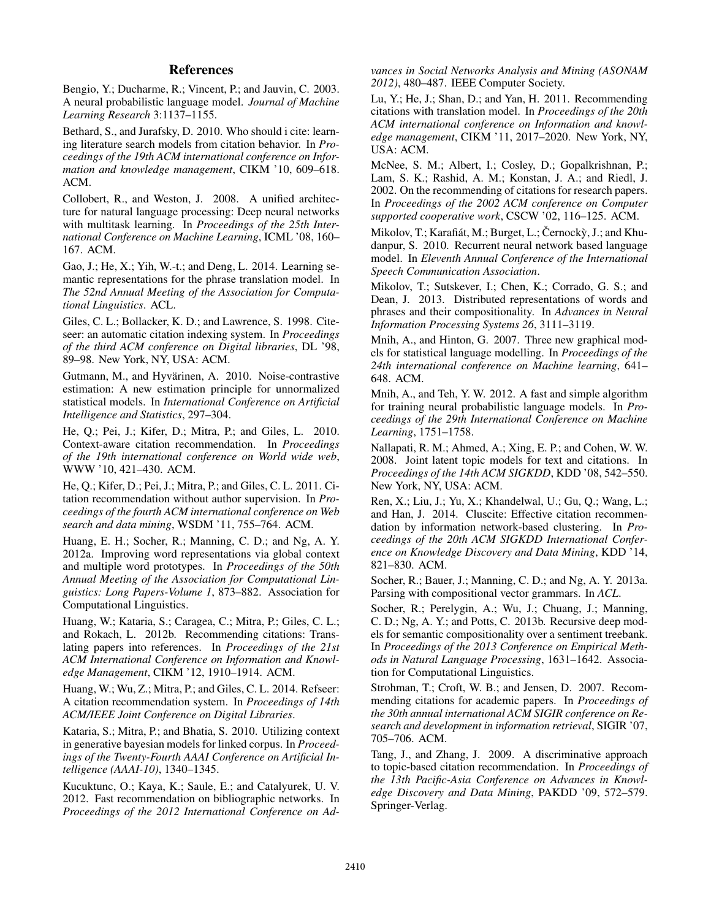## References

Bengio, Y.; Ducharme, R.; Vincent, P.; and Jauvin, C. 2003. A neural probabilistic language model. *Journal of Machine Learning Research* 3:1137–1155.

Bethard, S., and Jurafsky, D. 2010. Who should i cite: learning literature search models from citation behavior. In *Proceedings of the 19th ACM international conference on Information and knowledge management*, CIKM '10, 609–618. ACM.

Collobert, R., and Weston, J. 2008. A unified architecture for natural language processing: Deep neural networks with multitask learning. In *Proceedings of the 25th International Conference on Machine Learning*, ICML '08, 160–167. ACM.

Gao, J.; He, X.; Yih, W.-t.; and Deng, L. 2014. Learning semantic representations for the phrase translation model. In *The 52nd Annual Meeting of the Association for Computational Linguistics*. ACL.

Giles, C. L.; Bollacker, K. D.; and Lawrence, S. 1998. Citeseer: an automatic citation indexing system. In *Proceedings of the third ACM conference on Digital libraries*, DL '98, 89–98. New York, NY, USA: ACM.

Gutmann, M., and Hyvärinen, A. 2010. Noise-contrastive estimation: A new estimation principle for unnormalized statistical models. In *International Conference on Artificial Intelligence and Statistics*, 297–304.

He, Q.; Pei, J.; Kifer, D.; Mitra, P.; and Giles, L. 2010. Context-aware citation recommendation. In *Proceedings of the 19th international conference on World wide web*, WWW '10, 421–430. ACM.

He, Q.; Kifer, D.; Pei, J.; Mitra, P.; and Giles, C. L. 2011. Citation recommendation without author supervision. In *Proceedings of the fourth ACM international conference on Web search and data mining*, WSDM '11, 755–764. ACM.

Huang, E. H.; Socher, R.; Manning, C. D.; and Ng, A. Y. 2012a. Improving word representations via global context and multiple word prototypes. In *Proceedings of the 50th Annual Meeting of the Association for Computational Linguistics: Long Papers-Volume 1*, 873–882. Association for Computational Linguistics.

Huang, W.; Kataria, S.; Caragea, C.; Mitra, P.; Giles, C. L.; and Rokach, L. 2012b. Recommending citations: Translating papers into references. In *Proceedings of the 21st ACM International Conference on Information and Knowledge Management*, CIKM '12, 1910–1914. ACM.

Huang, W.; Wu, Z.; Mitra, P.; and Giles, C. L. 2014. Refseer: A citation recommendation system. In *Proceedings of 14th ACM/IEEE Joint Conference on Digital Libraries*.

Kataria, S.; Mitra, P.; and Bhatia, S. 2010. Utilizing context in generative bayesian models for linked corpus. In *Proceedings of the Twenty-Fourth AAAI Conference on Artificial Intelligence (AAAI-10)*, 1340–1345.

Kucuktunc, O.; Kaya, K.; Saule, E.; and Catalyurek, U. V. 2012. Fast recommendation on bibliographic networks. In *Proceedings of the 2012 International Conference on Advances in Social Networks Analysis and Mining (ASONAM 2012)*, 480–487. IEEE Computer Society.

Lu, Y.; He, J.; Shan, D.; and Yan, H. 2011. Recommending citations with translation model. In *Proceedings of the 20th ACM international conference on Information and knowledge management*, CIKM '11, 2017–2020. New York, NY, USA: ACM.

McNee, S. M.; Albert, I.; Cosley, D.; Gopalkrishnan, P.; Lam, S. K.; Rashid, A. M.; Konstan, J. A.; and Riedl, J. 2002. On the recommending of citations for research papers. In *Proceedings of the 2002 ACM conference on Computer supported cooperative work*, CSCW '02, 116–125. ACM.

Mikolov, T.; Karafiát, M.; Burget, L.; Černockỳ, J.; and Khudanpur, S. 2010. Recurrent neural network based language model. In *Eleventh Annual Conference of the International Speech Communication Association*.

Mikolov, T.; Sutskever, I.; Chen, K.; Corrado, G. S.; and Dean, J. 2013. Distributed representations of words and phrases and their compositionality. In *Advances in Neural Information Processing Systems 26*, 3111–3119.

Mnih, A., and Hinton, G. 2007. Three new graphical models for statistical language modelling. In *Proceedings of the 24th international conference on Machine learning*, 641–648. ACM.

Mnih, A., and Teh, Y. W. 2012. A fast and simple algorithm for training neural probabilistic language models. In *Proceedings of the 29th International Conference on Machine Learning*, 1751–1758.

Nallapati, R. M.; Ahmed, A.; Xing, E. P.; and Cohen, W. W. 2008. Joint latent topic models for text and citations. In *Proceedings of the 14th ACM SIGKDD*, KDD '08, 542–550. New York, NY, USA: ACM.

Ren, X.; Liu, J.; Yu, X.; Khandelwal, U.; Gu, Q.; Wang, L.; and Han, J. 2014. Cluscite: Effective citation recommendation by information network-based clustering. In *Proceedings of the 20th ACM SIGKDD International Conference on Knowledge Discovery and Data Mining*, KDD '14, 821–830. ACM.

Socher, R.; Bauer, J.; Manning, C. D.; and Ng, A. Y. 2013a. Parsing with compositional vector grammars. In *ACL*.

Socher, R.; Perelygin, A.; Wu, J.; Chuang, J.; Manning, C. D.; Ng, A. Y.; and Potts, C. 2013b. Recursive deep models for semantic compositionality over a sentiment treebank. In *Proceedings of the 2013 Conference on Empirical Methods in Natural Language Processing*, 1631–1642. Association for Computational Linguistics.

Strohman, T.; Croft, W. B.; and Jensen, D. 2007. Recommending citations for academic papers. In *Proceedings of the 30th annual international ACM SIGIR conference on Research and development in information retrieval*, SIGIR '07, 705–706. ACM.

Tang, J., and Zhang, J. 2009. A discriminative approach to topic-based citation recommendation. In *Proceedings of the 13th Pacific-Asia Conference on Advances in Knowledge Discovery and Data Mining*, PAKDD '09, 572–579. Springer-Verlag.